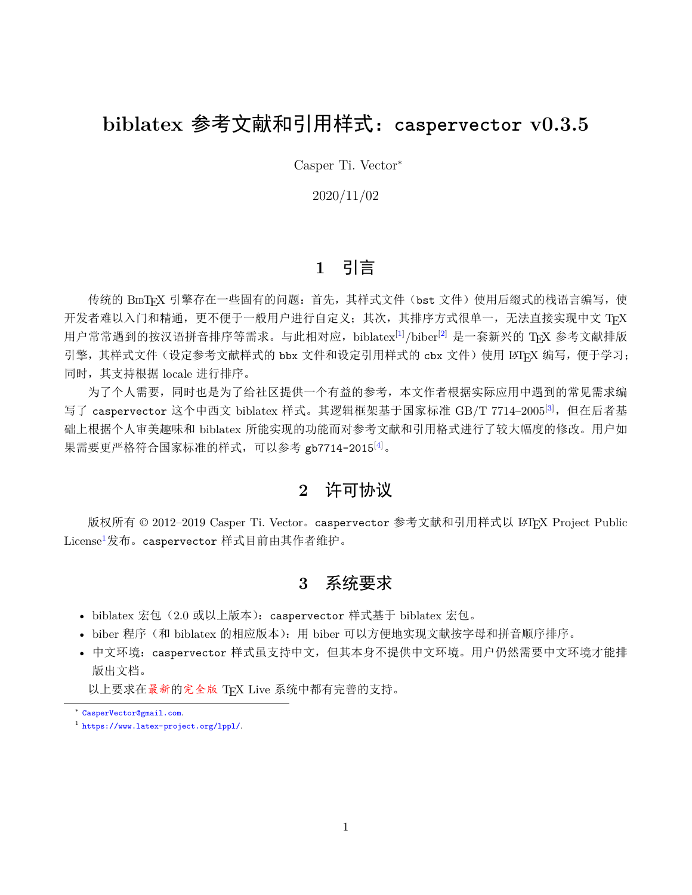# biblatex 参考文献和引用样式：caspervector v0.3.5

Casper Ti. Vector*

2020/11/02

## 1 引言

传统的 BibTeX 引擎存在一些固有的问题：首先，其样式文件（bst 文件）使用后缀式的栈语言编写，使开发者难以入门和精通，更不便于一般用户进行自定义；其次，其排序方式很单一，无法直接实现中文 TeX 用户常常遇到的按汉语拼音排序等需求。与此相对应，biblatex[1]/biber[2] 是一套新兴的 TeX 参考文献排版引擎，其样式文件（设定参考文献样式的 bbx 文件和设定引用样式的 cbx 文件）使用 LaTeX 编写，便于学习；同时，其支持根据 locale 进行排序。

为了个人需要，同时也是为了给社区提供一个有益的参考，本文作者根据实际应用中遇到的常见需求编写了 caspervector 这个中西文 biblatex 样式。其逻辑框架基于国家标准 GB/T 7714–2005[3]，但在后者基础上根据个人审美趣味和 biblatex 所能实现的功能而对参考文献和引用格式进行了较大幅度的修改。用户如果需要更严格符合国家标准的样式，可以参考 gb7714-2015[4]。

## 2 许可协议

版权所有 © 2012–2019 Casper Ti. Vector。caspervector 参考文献和引用样式以 LaTeX Project Public License[1]发布。caspervector 样式目前由其作者维护。

## 3 系统要求

- biblatex 宏包（2.0 或以上版本）：caspervector 样式基于 biblatex 宏包。
- biber 程序（和 biblatex 的相应版本）：用 biber 可以方便地实现文献按字母和拼音顺序排序。
- 中文环境：caspervector 样式虽支持中文，但其本身不提供中文环境。用户仍然需要中文环境才能排版出文档。

以上要求在最新的完全版 TeX Live 系统中都有完善的支持。

---

* CasperVector@gmail.com.

[1] https://www.latex-project.org/lppl/.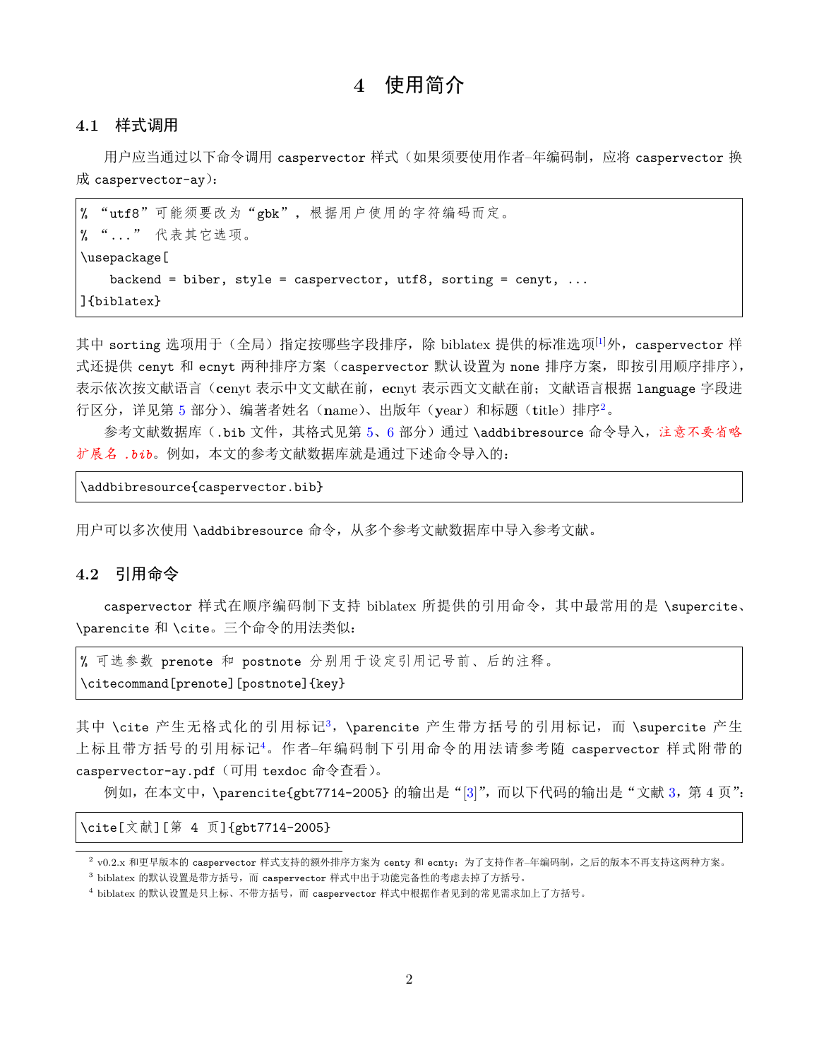# 4 使用简介

## 4.1 样式调用

用户应当通过以下命令调用 caspervector 样式（如果须要使用作者–年编码制，应将 caspervector 换成 caspervector-ay）：

```
% “utf8”可能须要改为“gbk”，根据用户使用的字符编码而定。
% “...” 代表其它选项。
\usepackage[
    backend = biber, style = caspervector, utf8, sorting = cenyt, ...
]{biblatex}
```

其中 sorting 选项用于（全局）指定按哪些字段排序，除 biblatex 提供的标准选项[1]外，caspervector 样式还提供 cenyt 和 ecnyt 两种排序方案（caspervector 默认设置为 none 排序方案，即按引用顺序排序），表示依次按文献语言（**c**enyt 表示中文文献在前，**ec**nyt 表示西文文献在前；文献语言根据 language 字段进行区分，详见第 5 部分）、编著者姓名（**n**ame）、出版年（**y**ear）和标题（**t**itle）排序[2]。

参考文献数据库（.bib 文件，其格式见第 5、6 部分）通过 \addbibresource 命令导入，*注意不要省略扩展名 .bib*。例如，本文的参考文献数据库就是通过下述命令导入的：

```
\addbibresource{caspervector.bib}
```

用户可以多次使用 \addbibresource 命令，从多个参考文献数据库中导入参考文献。

## 4.2 引用命令

caspervector 样式在顺序编码制下支持 biblatex 所提供的引用命令，其中最常用的是 \supercite、\parencite 和 \cite。三个命令的用法类似：

```
% 可选参数 prenote 和 postnote 分别用于设定引用记号前、后的注释。
\citecommand[prenote][postnote]{key}
```

其中 \cite 产生无格式化的引用标记[3]，\parencite 产生带方括号的引用标记，而 \supercite 产生上标且带方括号的引用标记[4]。作者–年编码制下引用命令的用法请参考随 caspervector 样式附带的 caspervector-ay.pdf（可用 texdoc 命令查看）。

例如，在本文中，\parencite{gbt7714-2005} 的输出是“[3]”，而以下代码的输出是“文献 3，第 4 页”：

```
\cite[文献][第 4 页]{gbt7714-2005}
```

---

[2] v0.2.x 和更早版本的 caspervector 样式支持的额外排序方案为 centy 和 ecnty；为了支持作者–年编码制，之后的版本不再支持这两种方案。

[3] biblatex 的默认设置是带方括号，而 caspervector 样式中出于功能完备性的考虑去掉了方括号。

[4] biblatex 的默认设置是只上标、不带方括号，而 caspervector 样式中根据作者见到的常见需求加上了方括号。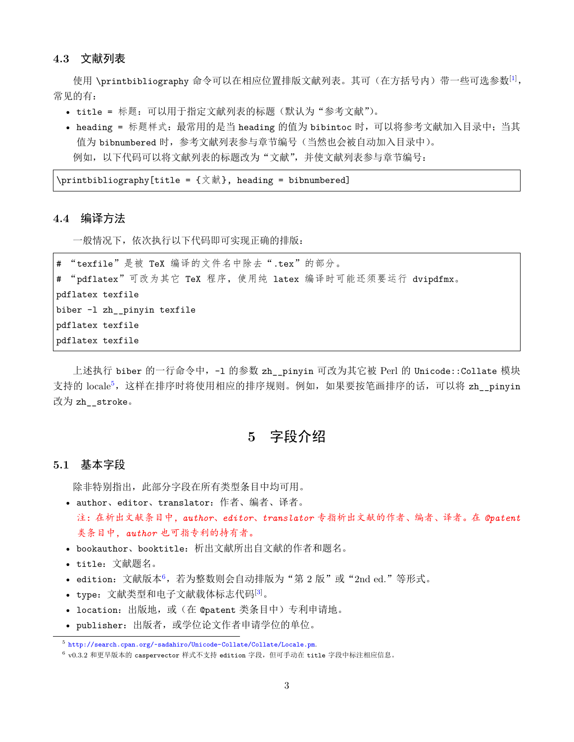### 4.3 文献列表

使用 \printbibliography 命令可以在相应位置排版文献列表。其可（在方括号内）带一些可选参数[1]，常见的有：

- title = 标题：可以用于指定文献列表的标题（默认为“参考文献”）。
- heading = 标题样式：最常用的是当 heading 的值为 bibintoc 时，可以将参考文献加入目录中；当其值为 bibnumbered 时，参考文献列表参与章节编号（当然也会被自动加入目录中）。

例如，以下代码可以将文献列表的标题改为“文献”，并使文献列表参与章节编号：

```
\printbibliography[title = {文献}, heading = bibnumbered]
```

### 4.4 编译方法

一般情况下，依次执行以下代码即可实现正确的排版：

```
# “texfile”是被 TeX 编译的文件名中除去“.tex”的部分。
# “pdflatex”可改为其它 TeX 程序，使用纯 latex 编译时可能还须要运行 dvipdfmx。
pdflatex texfile
biber -l zh__pinyin texfile
pdflatex texfile
pdflatex texfile
```

上述执行 biber 的一行命令中，-l 的参数 zh__pinyin 可改为其它被 Perl 的 Unicode::Collate 模块支持的 locale[5]，这样在排序时将使用相应的排序规则。例如，如果要按笔画排序的话，可以将 zh__pinyin 改为 zh__stroke。

## 5 字段介绍

### 5.1 基本字段

除非特别指出，此部分字段在所有类型条目中均可用。

- author、editor、translator：作者、编者、译者。
  *注：在析出文献条目中，author、editor、translator 专指析出文献的作者、编者、译者。在 @patent 类条目中，author 也可指专利的持有者。*
- bookauthor、booktitle：析出文献所出自文献的作者和题名。
- title：文献题名。
- edition：文献版本[6]，若为整数则会自动排版为“第 2 版”或“2nd ed.”等形式。
- type：文献类型和电子文献载体标志代码[3]。
- location：出版地，或（在 @patent 类条目中）专利申请地。
- publisher：出版者，或学位论文作者申请学位的单位。

[5] http://search.cpan.org/~sadahiro/Unicode-Collate/Collate/Locale.pm.

[6] v0.3.2 和更早版本的 caspervector 样式不支持 edition 字段，但可手动在 title 字段中标注相应信息。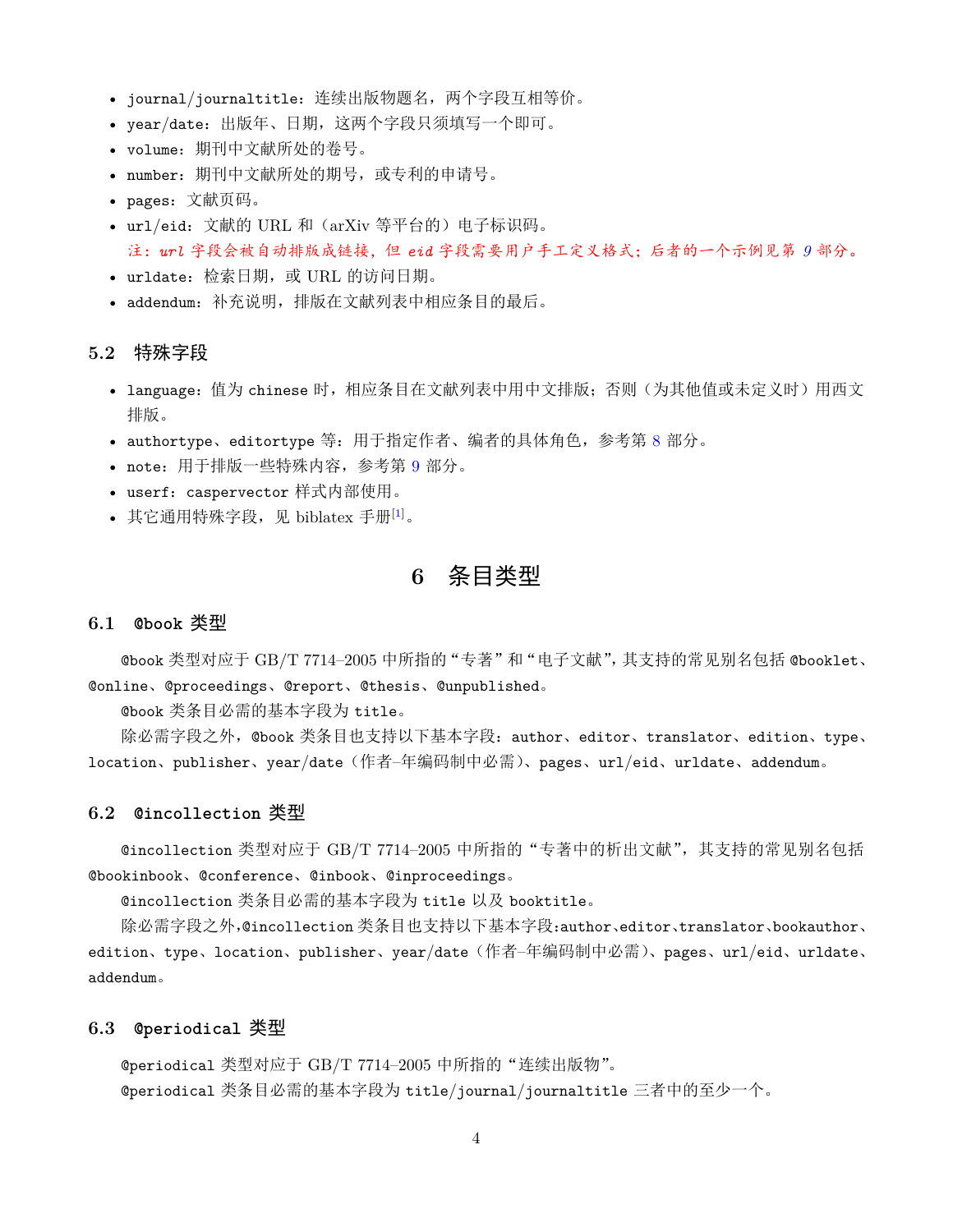- journal/journaltitle：连续出版物题名，两个字段互相等价。
- year/date：出版年、日期，这两个字段只须填写一个即可。
- volume：期刊中文献所处的卷号。
- number：期刊中文献所处的期号，或专利的申请号。
- pages：文献页码。
- url/eid：文献的 URL 和（arXiv 等平台的）电子标识码。
  注：url 字段会被自动排版成链接，但 eid 字段需要用户手工定义格式；后者的一个示例见第 9 部分。
- urldate：检索日期，或 URL 的访问日期。
- addendum：补充说明，排版在文献列表中相应条目的最后。

### 5.2 特殊字段

- language：值为 chinese 时，相应条目在文献列表中用中文排版；否则（为其他值或未定义时）用西文排版。
- authortype、editortype 等：用于指定作者、编者的具体角色，参考第 8 部分。
- note：用于排版一些特殊内容，参考第 9 部分。
- userf：caspervector 样式内部使用。
- 其它通用特殊字段，见 biblatex 手册[1]。

## 6 条目类型

### 6.1 @book 类型

@book 类型对应于 GB/T 7714–2005 中所指的“专著”和“电子文献”，其支持的常见别名包括 @booklet、@online、@proceedings、@report、@thesis、@unpublished。

@book 类条目必需的基本字段为 title。

除必需字段之外，@book 类条目也支持以下基本字段：author、editor、translator、edition、type、location、publisher、year/date（作者–年编码制中必需）、pages、url/eid、urldate、addendum。

### 6.2 @incollection 类型

@incollection 类型对应于 GB/T 7714–2005 中所指的“专著中的析出文献”，其支持的常见别名包括 @bookinbook、@conference、@inbook、@inproceedings。

@incollection 类条目必需的基本字段为 title 以及 booktitle。

除必需字段之外，@incollection 类条目也支持以下基本字段：author、editor、translator、bookauthor、edition、type、location、publisher、year/date（作者–年编码制中必需）、pages、url/eid、urldate、addendum。

### 6.3 @periodical 类型

@periodical 类型对应于 GB/T 7714–2005 中所指的“连续出版物”。

@periodical 类条目必需的基本字段为 title/journal/journaltitle 三者中的至少一个。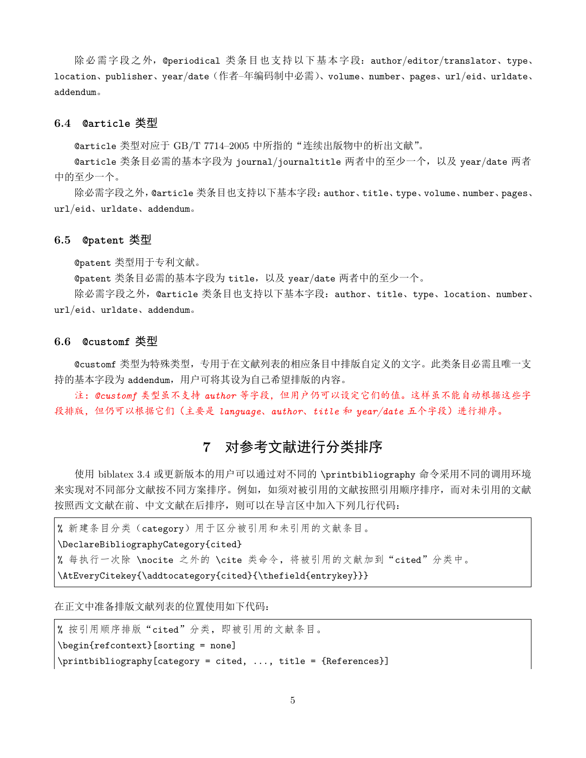除必需字段之外，@periodical 类条目也支持以下基本字段：author/editor/translator、type、location、publisher、year/date（作者–年编码制中必需）、volume、number、pages、url/eid、urldate、addendum。

### 6.4 @article 类型

@article 类型对应于 GB/T 7714–2005 中所指的“连续出版物中的析出文献”。

@article 类条目必需的基本字段为 journal/journaltitle 两者中的至少一个，以及 year/date 两者中的至少一个。

除必需字段之外，@article 类条目也支持以下基本字段：author、title、type、volume、number、pages、url/eid、urldate、addendum。

### 6.5 @patent 类型

@patent 类型用于专利文献。

@patent 类条目必需的基本字段为 title，以及 year/date 两者中的至少一个。

除必需字段之外，@article 类条目也支持以下基本字段：author、title、type、location、number、url/eid、urldate、addendum。

### 6.6 @customf 类型

@customf 类型为特殊类型，专用于在文献列表的相应条目中排版自定义的文字。此类条目必需且唯一支持的基本字段为 addendum，用户可将其设为自己希望排版的内容。

*注：@customf 类型虽不支持 author 等字段，但用户仍可以设定它们的值。这样虽不能自动根据这些字段排版，但仍可以根据它们（主要是 language、author、title 和 year/date 五个字段）进行排序。*

## 7 对参考文献进行分类排序

使用 biblatex 3.4 或更新版本的用户可以通过对不同的 \printbibliography 命令采用不同的调用环境来实现对不同部分文献按不同方案排序。例如，如须对被引用的文献按照引用顺序排序，而对未引用的文献按照西文文献在前、中文文献在后排序，则可以在导言区中加入下列几行代码：

```
% 新建条目分类（category）用于区分被引用和未引用的文献条目。
\DeclareBibliographyCategory{cited}
% 每执行一次除 \nocite 之外的 \cite 类命令，将被引用的文献加到“cited”分类中。
\AtEveryCitekey{\addtocategory{cited}{\thefield{entrykey}}}
```

在正文中准备排版文献列表的位置使用如下代码：

```
% 按引用顺序排版“cited”分类，即被引用的文献条目。
\begin{refcontext}[sorting = none]
\printbibliography[category = cited, ..., title = {References}]
```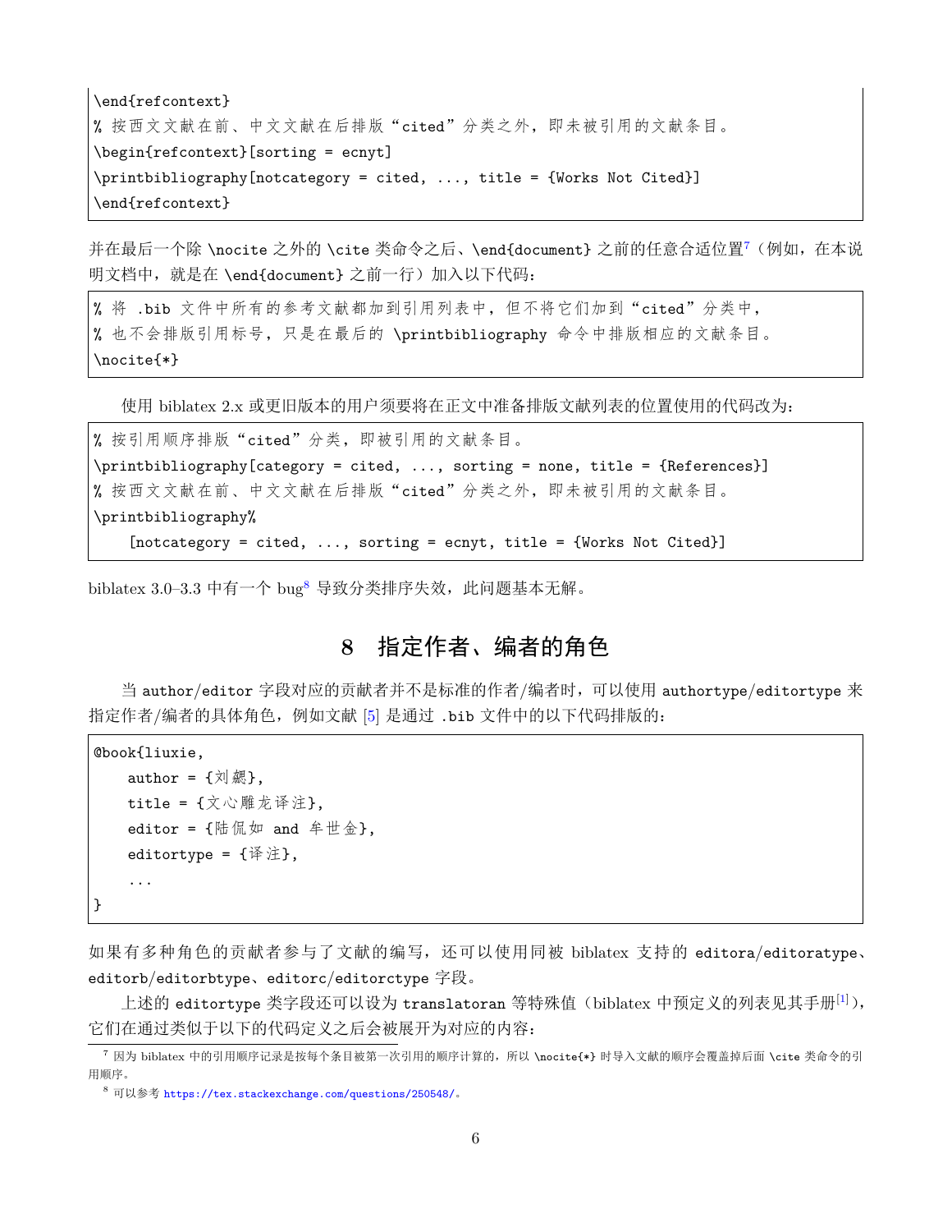```
\end{refcontext}
% 按西文文献在前、中文文献在后排版“cited”分类之外，即未被引用的文献条目。
\begin{refcontext}[sorting = ecnyt]
\printbibliography[notcategory = cited, ..., title = {Works Not Cited}]
\end{refcontext}
```

并在最后一个除 `\nocite` 之外的 `\cite` 类命令之后、`\end{document}` 之前的任意合适位置[7]（例如，在本说明文档中，就是在 `\end{document}` 之前一行）加入以下代码：

```
% 将 .bib 文件中所有的参考文献都加到引用列表中，但不将它们加到“cited”分类中，
% 也不会排版引用标号，只是在最后的 \printbibliography 命令中排版相应的文献条目。
\nocite{*}
```

使用 biblatex 2.x 或更旧版本的用户须要将在正文中准备排版文献列表的位置使用的代码改为：

```
% 按引用顺序排版“cited”分类，即被引用的文献条目。
\printbibliography[category = cited, ..., sorting = none, title = {References}]
% 按西文文献在前、中文文献在后排版“cited”分类之外，即未被引用的文献条目。
\printbibliography%
    [notcategory = cited, ..., sorting = ecnyt, title = {Works Not Cited}]
```

biblatex 3.0–3.3 中有一个 bug[8] 导致分类排序失效，此问题基本无解。

# 8 指定作者、编者的角色

当 `author`/`editor` 字段对应的贡献者并不是标准的作者/编者时，可以使用 `authortype`/`editortype` 来指定作者/编者的具体角色，例如文献 [5] 是通过 `.bib` 文件中的以下代码排版的：

```
@book{liuxie,
    author = {刘勰},
    title = {文心雕龙译注},
    editor = {陆侃如 and 牟世金},
    editortype = {译注},
    ...
}
```

如果有多种角色的贡献者参与了文献的编写，还可以使用同被 biblatex 支持的 `editora`/`editoratype`、`editorb`/`editorbtype`、`editorc`/`editorctype` 字段。

上述的 `editortype` 类字段还可以设为 `translatoran` 等特殊值（biblatex 中预定义的列表见其手册[1]），它们在通过类似于以下的代码定义之后会被展开为对应的内容：

[7] 因为 biblatex 中的引用顺序记录是按每个条目被第一次引用的顺序计算的，所以 `\nocite{*}` 时导入文献的顺序会覆盖掉后面 `\cite` 类命令的引用顺序。

[8] 可以参考 https://tex.stackexchange.com/questions/250548/。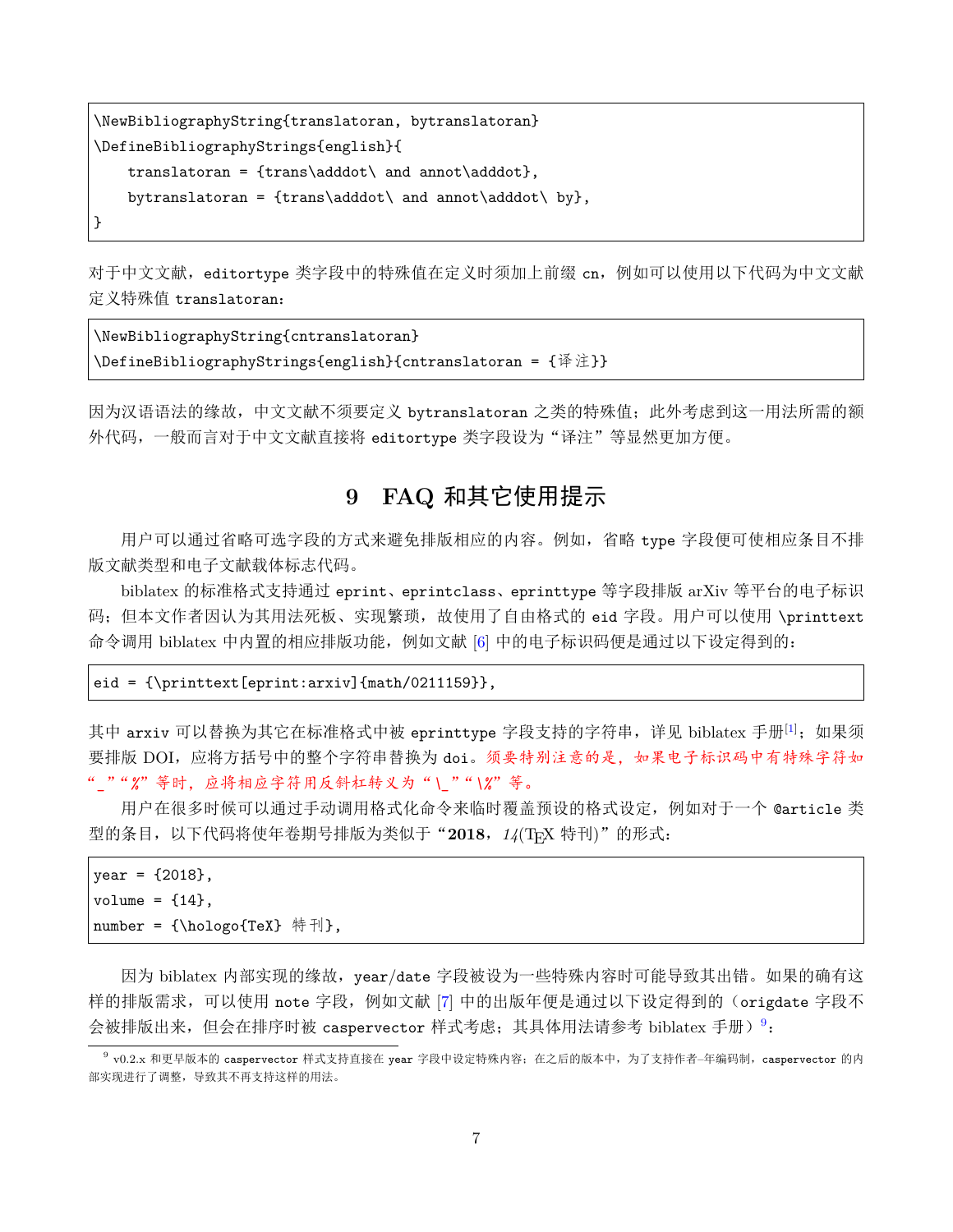```
\NewBibliographyString{translatoran, bytranslatoran}
\DefineBibliographyStrings{english}{
    translatoran = {trans\adddot\ and annot\adddot},
    bytranslatoran = {trans\adddot\ and annot\adddot\ by},
}
```

对于中文文献，`editortype` 类字段中的特殊值在定义时须加上前缀 `cn`，例如可以使用以下代码为中文文献定义特殊值 `translatoran`：

```
\NewBibliographyString{cntranslatoran}
\DefineBibliographyStrings{english}{cntranslatoran = {译注}}
```

因为汉语语法的缘故，中文文献不须要定义 `bytranslatoran` 之类的特殊值；此外考虑到这一用法所需的额外代码，一般而言对于中文文献直接将 `editortype` 类字段设为“译注”等显然更加方便。

## 9 FAQ 和其它使用提示

用户可以通过省略可选字段的方式来避免排版相应的内容。例如，省略 `type` 字段便可使相应条目不排版文献类型和电子文献载体标志代码。

biblatex 的标准格式支持通过 `eprint`、`eprintclass`、`eprinttype` 等字段排版 arXiv 等平台的电子标识码；但本文作者因认为其用法死板、实现繁琐，故使用了自由格式的 `eid` 字段。用户可以使用 `\printtext` 命令调用 biblatex 中内置的相应排版功能，例如文献 [6] 中的电子标识码便是通过以下设定得到的：

```
eid = {\printtext[eprint:arxiv]{math/0211159}},
```

其中 `arxiv` 可以替换为其它在标准格式中被 `eprinttype` 字段支持的字符串，详见 biblatex 手册[1]；如果须要排版 DOI，应将方括号中的整个字符串替换为 `doi`。须要特别注意的是，如果电子标识码中有特殊字符如“`_`”“`%`”等时，应将相应字符用反斜杠转义为“`\_`”“`\%`”等。

用户在很多时候可以通过手动调用格式化命令来临时覆盖预设的格式设定，例如对于一个 `@article` 类型的条目，以下代码将使年卷期号排版为类似于“**2018**，*14*(TEX 特刊)”的形式：

```
year = {2018},
volume = {14},
number = {\hologo{TeX} 特刊},
```

因为 biblatex 内部实现的缘故，`year`/`date` 字段被设为一些特殊内容时可能导致其出错。如果的确有这样的排版需求，可以使用 `note` 字段，例如文献 [7] 中的出版年便是通过以下设定得到的（`origdate` 字段不会被排版出来，但会在排序时被 `caspervector` 样式考虑；其具体用法请参考 biblatex 手册）[9]：

[9] v0.2.x 和更早版本的 `caspervector` 样式支持直接在 `year` 字段中设定特殊内容；在之后的版本中，为了支持作者–年编码制，`caspervector` 的内部实现进行了调整，导致其不再支持这样的用法。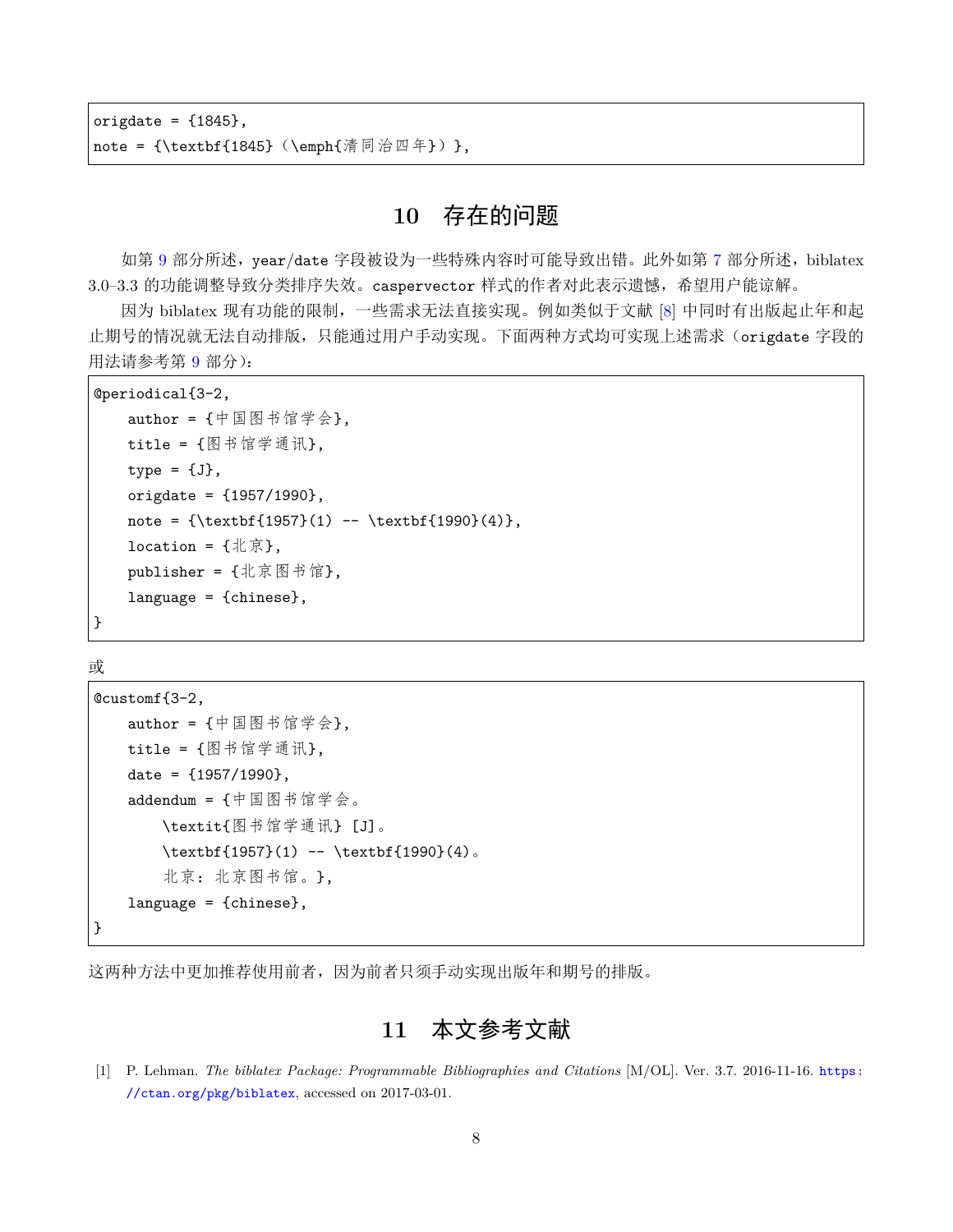```
origdate = {1845},
note = {\textbf{1845}（\emph{清同治四年}）},
```

## 10 存在的问题

如第 9 部分所述，year/date 字段被设为一些特殊内容时可能导致出错。此外如第 7 部分所述，biblatex 3.0–3.3 的功能调整导致分类排序失效。caspervector 样式的作者对此表示遗憾，希望用户能谅解。

因为 biblatex 现有功能的限制，一些需求无法直接实现。例如类似于文献 [8] 中同时有出版起止年和起止期号的情况就无法自动排版，只能通过用户手动实现。下面两种方式均可实现上述需求（origdate 字段的用法请参考第 9 部分）：

```
@periodical{3-2,
    author = {中国图书馆学会},
    title = {图书馆学通讯},
    type = {J},
    origdate = {1957/1990},
    note = {\textbf{1957}(1) -- \textbf{1990}(4)},
    location = {北京},
    publisher = {北京图书馆},
    language = {chinese},
}
```

或

```
@customf{3-2,
    author = {中国图书馆学会},
    title = {图书馆学通讯},
    date = {1957/1990},
    addendum = {中国图书馆学会。
        \textit{图书馆学通讯} [J]。
        \textbf{1957}(1) -- \textbf{1990}(4)。
        北京：北京图书馆。},
    language = {chinese},
}
```

这两种方法中更加推荐使用前者，因为前者只须手动实现出版年和期号的排版。

## 11 本文参考文献

[1] P. Lehman. *The biblatex Package: Programmable Bibliographies and Citations* [M/OL]. Ver. 3.7. 2016-11-16. https://ctan.org/pkg/biblatex, accessed on 2017-03-01.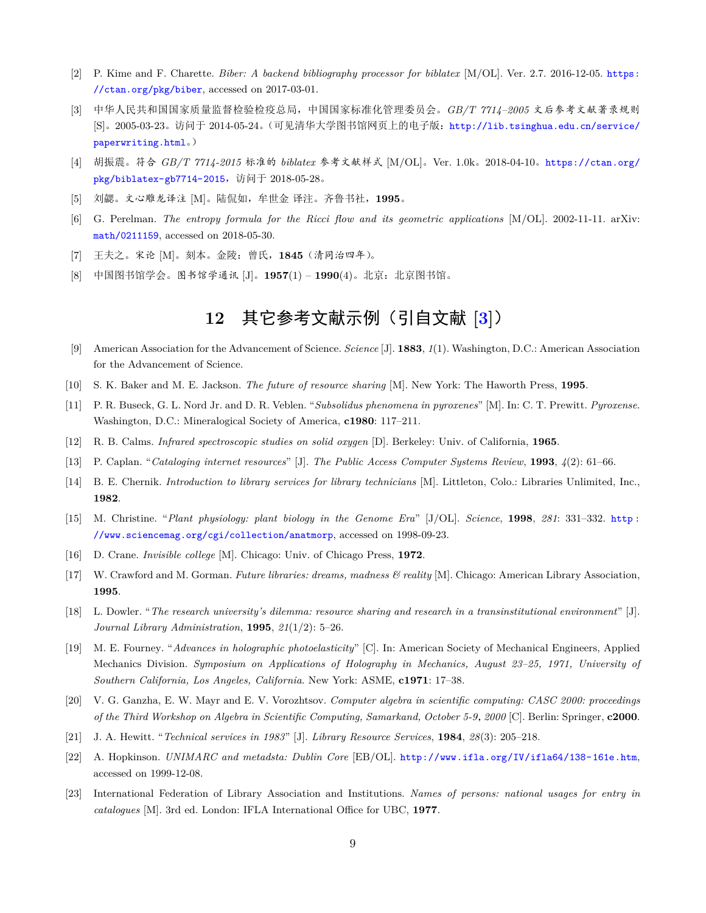[2] P. Kime and F. Charette. *Biber: A backend bibliography processor for biblatex* [M/OL]. Ver. 2.7. 2016-12-05. https://ctan.org/pkg/biber, accessed on 2017-03-01.

[3] 中华人民共和国国家质量监督检验检疫总局，中国国家标准化管理委员会。*GB/T 7714–2005 文后参考文献著录规则* [S]。2005-03-23。访问于 2014-05-24。(可见清华大学图书馆网页上的电子版：http://lib.tsinghua.edu.cn/service/paperwriting.html。)

[4] 胡振震。*符合 GB/T 7714-2015 标准的 biblatex 参考文献样式* [M/OL]。Ver. 1.0k。2018-04-10。https://ctan.org/pkg/biblatex-gb7714-2015，访问于 2018-05-28。

[5] 刘勰。*文心雕龙译注* [M]。陆侃如，牟世金 译注。齐鲁书社，**1995**。

[6] G. Perelman. *The entropy formula for the Ricci flow and its geometric applications* [M/OL]. 2002-11-11. arXiv: math/0211159, accessed on 2018-05-30.

[7] 王夫之。*宋论* [M]。刻本。金陵：曾氏，**1845**（清同治四年）。

[8] 中国图书馆学会。*图书馆学通讯* [J]。**1957**(1) – **1990**(4)。北京：北京图书馆。

## 12 其它参考文献示例（引自文献 [3]）

[9] American Association for the Advancement of Science. *Science* [J]. **1883**, *1*(1). Washington, D.C.: American Association for the Advancement of Science.

[10] S. K. Baker and M. E. Jackson. *The future of resource sharing* [M]. New York: The Haworth Press, **1995**.

[11] P. R. Buseck, G. L. Nord Jr. and D. R. Veblen. "*Subsolidus phenomena in pyroxenes*" [M]. In: C. T. Prewitt. *Pyroxense*. Washington, D.C.: Mineralogical Society of America, **c1980**: 117–211.

[12] R. B. Calms. *Infrared spectroscopic studies on solid oxygen* [D]. Berkeley: Univ. of California, **1965**.

[13] P. Caplan. "*Cataloging internet resources*" [J]. *The Public Access Computer Systems Review*, **1993**, *4*(2): 61–66.

[14] B. E. Chernik. *Introduction to library services for library technicians* [M]. Littleton, Colo.: Libraries Unlimited, Inc., **1982**.

[15] M. Christine. "*Plant physiology: plant biology in the Genome Era*" [J/OL]. *Science*, **1998**, *281*: 331–332. http://www.sciencemag.org/cgi/collection/anatmorp, accessed on 1998-09-23.

[16] D. Crane. *Invisible college* [M]. Chicago: Univ. of Chicago Press, **1972**.

[17] W. Crawford and M. Gorman. *Future libraries: dreams, madness & reality* [M]. Chicago: American Library Association, **1995**.

[18] L. Dowler. "*The research university's dilemma: resource sharing and research in a transinstitutional environment*" [J]. *Journal Library Administration*, **1995**, *21*(1/2): 5–26.

[19] M. E. Fourney. "*Advances in holographic photoelasticity*" [C]. In: American Society of Mechanical Engineers, Applied Mechanics Division. *Symposium on Applications of Holography in Mechanics, August 23–25, 1971, University of Southern California, Los Angeles, California*. New York: ASME, **c1971**: 17–38.

[20] V. G. Ganzha, E. W. Mayr and E. V. Vorozhtsov. *Computer algebra in scientific computing: CASC 2000: proceedings of the Third Workshop on Algebra in Scientific Computing, Samarkand, October 5-9, 2000* [C]. Berlin: Springer, **c2000**.

[21] J. A. Hewitt. "*Technical services in 1983*" [J]. *Library Resource Services*, **1984**, *28*(3): 205–218.

[22] A. Hopkinson. *UNIMARC and metadsta: Dublin Core* [EB/OL]. http://www.ifla.org/IV/ifla64/138-161e.htm, accessed on 1999-12-08.

[23] International Federation of Library Association and Institutions. *Names of persons: national usages for entry in catalogues* [M]. 3rd ed. London: IFLA International Office for UBC, **1977**.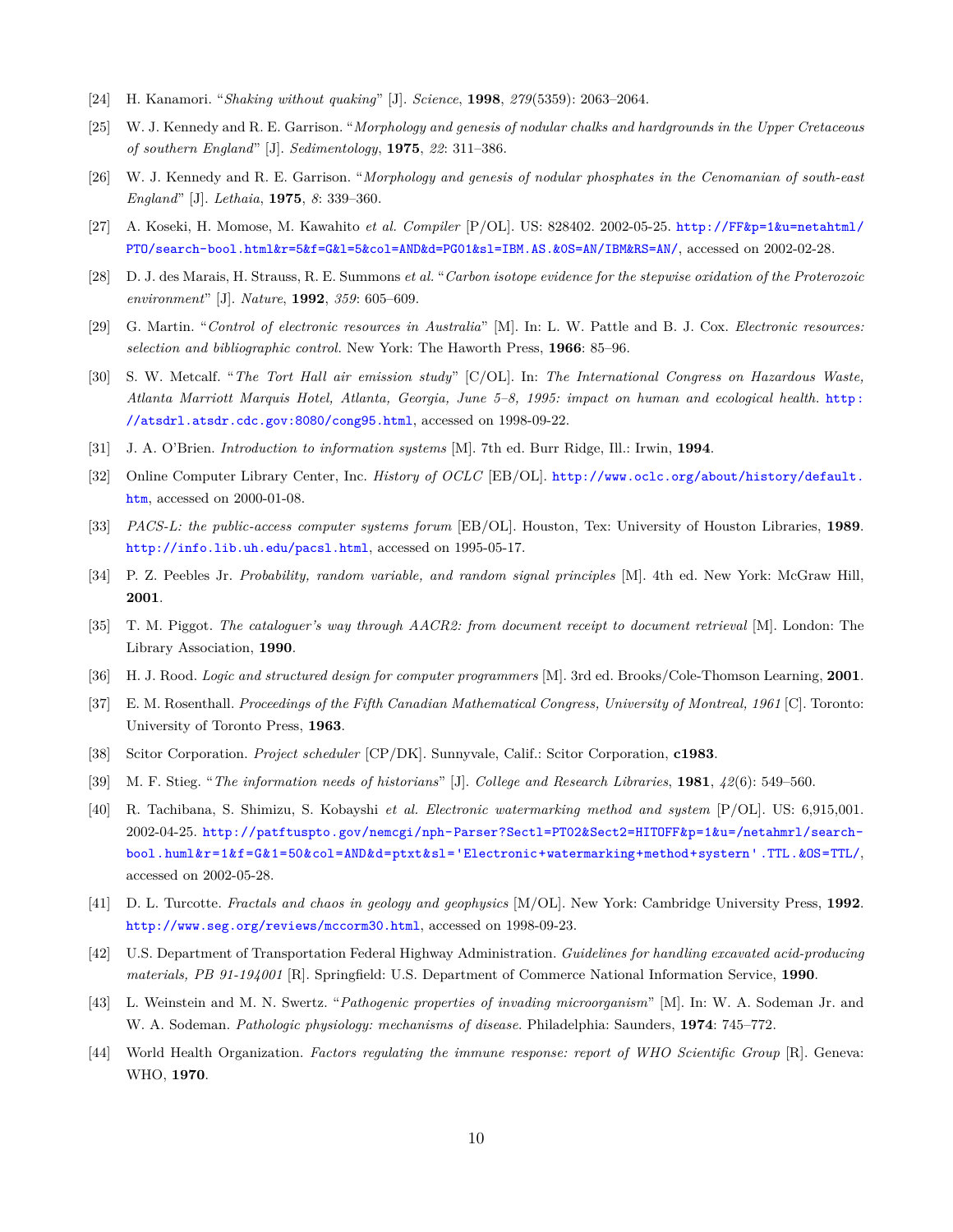[24] H. Kanamori. "*Shaking without quaking*" [J]. *Science*, **1998**, *279*(5359): 2063–2064.

[25] W. J. Kennedy and R. E. Garrison. "*Morphology and genesis of nodular chalks and hardgrounds in the Upper Cretaceous of southern England*" [J]. *Sedimentology*, **1975**, *22*: 311–386.

[26] W. J. Kennedy and R. E. Garrison. "*Morphology and genesis of nodular phosphates in the Cenomanian of south-east England*" [J]. *Lethaia*, **1975**, *8*: 339–360.

[27] A. Koseki, H. Momose, M. Kawahito *et al. Compiler* [P/OL]. US: 828402. 2002-05-25. http://FF&p=1&u=netahtml/PTO/search-bool.html&r=5&f=G&l=5&col=AND&d=PG01&sl=IBM.AS.&OS=AN/IBM&RS=AN/, accessed on 2002-02-28.

[28] D. J. des Marais, H. Strauss, R. E. Summons *et al.* "*Carbon isotope evidence for the stepwise oxidation of the Proterozoic environment*" [J]. *Nature*, **1992**, *359*: 605–609.

[29] G. Martin. "*Control of electronic resources in Australia*" [M]. In: L. W. Pattle and B. J. Cox. *Electronic resources: selection and bibliographic control*. New York: The Haworth Press, **1966**: 85–96.

[30] S. W. Metcalf. "*The Tort Hall air emission study*" [C/OL]. In: *The International Congress on Hazardous Waste, Atlanta Marriott Marquis Hotel, Atlanta, Georgia, June 5–8, 1995: impact on human and ecological health*. http://atsdrl.atsdr.cdc.gov:8080/cong95.html, accessed on 1998-09-22.

[31] J. A. O'Brien. *Introduction to information systems* [M]. 7th ed. Burr Ridge, Ill.: Irwin, **1994**.

[32] Online Computer Library Center, Inc. *History of OCLC* [EB/OL]. http://www.oclc.org/about/history/default.htm, accessed on 2000-01-08.

[33] *PACS-L: the public-access computer systems forum* [EB/OL]. Houston, Tex: University of Houston Libraries, **1989**. http://info.lib.uh.edu/pacsl.html, accessed on 1995-05-17.

[34] P. Z. Peebles Jr. *Probability, random variable, and random signal principles* [M]. 4th ed. New York: McGraw Hill, **2001**.

[35] T. M. Piggot. *The cataloguer's way through AACR2: from document receipt to document retrieval* [M]. London: The Library Association, **1990**.

[36] H. J. Rood. *Logic and structured design for computer programmers* [M]. 3rd ed. Brooks/Cole-Thomson Learning, **2001**.

[37] E. M. Rosenthall. *Proceedings of the Fifth Canadian Mathematical Congress, University of Montreal, 1961* [C]. Toronto: University of Toronto Press, **1963**.

[38] Scitor Corporation. *Project scheduler* [CP/DK]. Sunnyvale, Calif.: Scitor Corporation, **c1983**.

[39] M. F. Stieg. "*The information needs of historians*" [J]. *College and Research Libraries*, **1981**, *42*(6): 549–560.

[40] R. Tachibana, S. Shimizu, S. Kobayshi *et al. Electronic watermarking method and system* [P/OL]. US: 6,915,001. 2002-04-25. http://patftuspto.gov/nemcgi/nph-Parser?Sect1=PT02&Sect2=HITOFF&p=1&u=/netahmrl/search-bool.huml&r=1&f=G&1=50&col=AND&d=ptxt&sl='Electronic+watermarking+method+systern'.TTL.&OS=TTL/, accessed on 2002-05-28.

[41] D. L. Turcotte. *Fractals and chaos in geology and geophysics* [M/OL]. New York: Cambridge University Press, **1992**. http://www.seg.org/reviews/mccorm30.html, accessed on 1998-09-23.

[42] U.S. Department of Transportation Federal Highway Administration. *Guidelines for handling excavated acid-producing materials, PB 91-194001* [R]. Springfield: U.S. Department of Commerce National Information Service, **1990**.

[43] L. Weinstein and M. N. Swertz. "*Pathogenic properties of invading microorganism*" [M]. In: W. A. Sodeman Jr. and W. A. Sodeman. *Pathologic physiology: mechanisms of disease*. Philadelphia: Saunders, **1974**: 745–772.

[44] World Health Organization. *Factors regulating the immune response: report of WHO Scientific Group* [R]. Geneva: WHO, **1970**.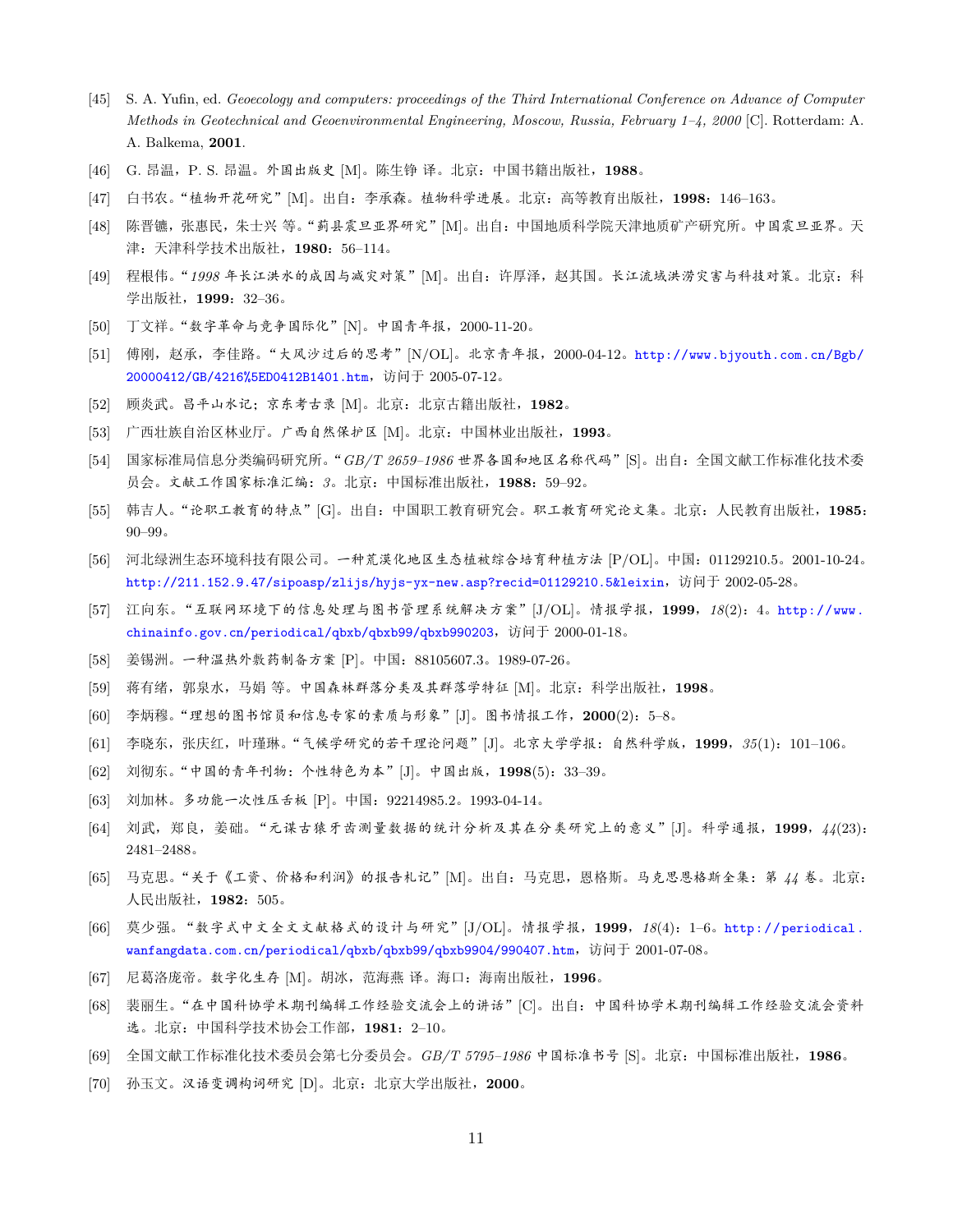[45] S. A. Yufin, ed. *Geoecology and computers: proceedings of the Third International Conference on Advance of Computer Methods in Geotechnical and Geoenvironmental Engineering, Moscow, Russia, February 1–4, 2000* [C]. Rotterdam: A. A. Balkema, **2001**.

[46] G. 昂温，P. S. 昂温。外国出版史 [M]。陈生铮 译。北京：中国书籍出版社，**1988**。

[47] 白书农。“植物开花研究”[M]。出自：李承森。植物科学进展。北京：高等教育出版社，**1998**：146–163。

[48] 陈晋镳，张惠民，朱士兴 等。“蓟县震旦亚界研究”[M]。出自：中国地质科学院天津地质矿产研究所。中国震旦亚界。天津：天津科学技术出版社，**1980**：56–114。

[49] 程根伟。“*1998* 年长江洪水的成因与减灾对策”[M]。出自：许厚泽，赵其国。长江流域洪涝灾害与科技对策。北京：科学出版社，**1999**：32–36。

[50] 丁文祥。“数字革命与竞争国际化”[N]。中国青年报，2000-11-20。

[51] 傅刚，赵承，李佳路。“大风沙过后的思考”[N/OL]。北京青年报，2000-04-12。http://www.bjyouth.com.cn/Bgb/20000412/GB/4216%5ED0412B1401.htm，访问于 2005-07-12。

[52] 顾炎武。昌平山水记；京东考古录 [M]。北京：北京古籍出版社，**1982**。

[53] 广西壮族自治区林业厅。广西自然保护区 [M]。北京：中国林业出版社，**1993**。

[54] 国家标准局信息分类编码研究所。“*GB/T 2659–1986* 世界各国和地区名称代码”[S]。出自：全国文献工作标准化技术委员会。文献工作国家标准汇编：*3*。北京：中国标准出版社，**1988**：59–92。

[55] 韩吉人。“论职工教育的特点”[G]。出自：中国职工教育研究会。职工教育研究论文集。北京：人民教育出版社，**1985**：90–99。

[56] 河北绿洲生态环境科技有限公司。一种荒漠化地区生态植被综合培育种植方法 [P/OL]。中国：01129210.5。2001-10-24。http://211.152.9.47/sipoasp/zlijs/hyjs-yx-new.asp?recid=01129210.5&leixin，访问于 2002-05-28。

[57] 江向东。“互联网环境下的信息处理与图书管理系统解决方案”[J/OL]。情报学报，**1999**，*18*(2)：4。http://www.chinainfo.gov.cn/periodical/qbxb/qbxb99/qbxb990203，访问于 2000-01-18。

[58] 姜锡洲。一种温热外敷药制备方案 [P]。中国：88105607.3。1989-07-26。

[59] 蒋有绪，郭泉水，马娟 等。中国森林群落分类及其群落学特征 [M]。北京：科学出版社，**1998**。

[60] 李炳穆。“理想的图书馆员和信息专家的素质与形象”[J]。图书情报工作，**2000**(2)：5–8。

[61] 李晓东，张庆红，叶瑾琳。“气候学研究的若干理论问题”[J]。北京大学学报：自然科学版，**1999**，*35*(1)：101–106。

[62] 刘彻东。“中国的青年刊物：个性特色为本”[J]。中国出版，**1998**(5)：33–39。

[63] 刘加林。多功能一次性压舌板 [P]。中国：92214985.2。1993-04-14。

[64] 刘武，郑良，姜础。“元谋古猿牙齿测量数据的统计分析及其在分类研究上的意义”[J]。科学通报，**1999**，*44*(23)：2481–2488。

[65] 马克思。“关于《工资、价格和利润》的报告札记”[M]。出自：马克思，恩格斯。马克思恩格斯全集：第 *44* 卷。北京：人民出版社，**1982**：505。

[66] 莫少强。“数字式中文全文文献格式的设计与研究”[J/OL]。情报学报，**1999**，*18*(4)：1–6。http://periodical.wanfangdata.com.cn/periodical/qbxb/qbxb99/qbxb9904/990407.htm，访问于 2001-07-08。

[67] 尼葛洛庞帝。数字化生存 [M]。胡泳，范海燕 译。海口：海南出版社，**1996**。

[68] 裴丽生。“在中国科协学术期刊编辑工作经验交流会上的讲话”[C]。出自：中国科协学术期刊编辑工作经验交流会资料选。北京：中国科学技术协会工作部，**1981**：2–10。

[69] 全国文献工作标准化技术委员会第七分委员会。*GB/T 5795–1986* 中国标准书号 [S]。北京：中国标准出版社，**1986**。

[70] 孙玉文。汉语变调构词研究 [D]。北京：北京大学出版社，**2000**。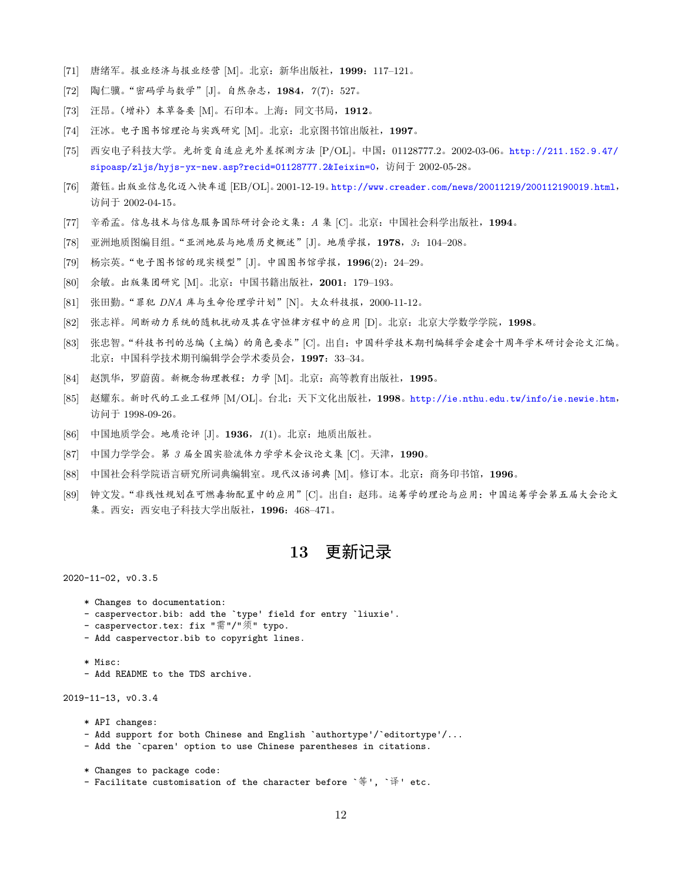[71] 唐绪军。报业经济与报业经营 [M]。北京：新华出版社，**1999**：117–121。

[72] 陶仁骥。“密码学与数学” [J]。自然杂志，**1984**，*7*(7)：527。

[73] 汪昂。（增补）本草备要 [M]。石印本。上海：同文书局，**1912**。

[74] 汪冰。电子图书馆理论与实践研究 [M]。北京：北京图书馆出版社，**1997**。

[75] 西安电子科技大学。光折变自适应光外差探测方法 [P/OL]。中国：01128777.2。2002-03-06。http://211.152.9.47/sipoasp/zljs/hyjs-yx-new.asp?recid=01128777.2&leixin=0，访问于 2002-05-28。

[76] 萧钰。出版业信息化迈入快车道 [EB/OL]。2001-12-19。http://www.creader.com/news/20011219/200112190019.html，访问于 2002-04-15。

[77] 辛希孟。信息技术与信息服务国际研讨会论文集：*A* 集 [C]。北京：中国社会科学出版社，**1994**。

[78] 亚洲地质图编目组。“亚洲地层与地质历史概述” [J]。地质学报，**1978**，*3*：104–208。

[79] 杨宗英。“电子图书馆的现实模型” [J]。中国图书馆学报，**1996**(2)：24–29。

[80] 余敏。出版集团研究 [M]。北京：中国书籍出版社，**2001**：179–193。

[81] 张田勤。“罪犯 *DNA* 库与生命伦理学计划” [N]。大众科技报，2000-11-12。

[82] 张志祥。间断动力系统的随机扰动及其在守恒律方程中的应用 [D]。北京：北京大学数学学院，**1998**。

[83] 张忠智。“科技书刊的总编（主编）的角色要求” [C]。出自：中国科学技术期刊编辑学会建会十周年学术研讨会论文汇编。北京：中国科学技术期刊编辑学会学术委员会，**1997**：33–34。

[84] 赵凯华，罗蔚茵。新概念物理教程：力学 [M]。北京：高等教育出版社，**1995**。

[85] 赵耀东。新时代的工业工程师 [M/OL]。台北：天下文化出版社，**1998**。http://ie.nthu.edu.tw/info/ie.newie.htm，访问于 1998-09-26。

[86] 中国地质学会。地质论评 [J]。**1936**，*1*(1)。北京：地质出版社。

[87] 中国力学学会。第 *3* 届全国实验流体力学学术会议论文集 [C]。天津，**1990**。

[88] 中国社会科学院语言研究所词典编辑室。现代汉语词典 [M]。修订本。北京：商务印书馆，**1996**。

[89] 钟文发。“非线性规划在可燃毒物配置中的应用” [C]。出自：赵玮。运筹学的理论与应用：中国运筹学会第五届大会论文集。西安：西安电子科技大学出版社，**1996**：468–471。

# 13 更新记录

```
2020-11-02, v0.3.5

    * Changes to documentation:
    - caspervector.bib: add the `type' field for entry `liuxie'.
    - caspervector.tex: fix "需"/"须" typo.
    - Add caspervector.bib to copyright lines.

    * Misc:
    - Add README to the TDS archive.

2019-11-13, v0.3.4

    * API changes:
    - Add support for both Chinese and English `authortype'/`editortype'/...
    - Add the `cparen' option to use Chinese parentheses in citations.

    * Changes to package code:
    - Facilitate customisation of the character before `等', `译' etc.
```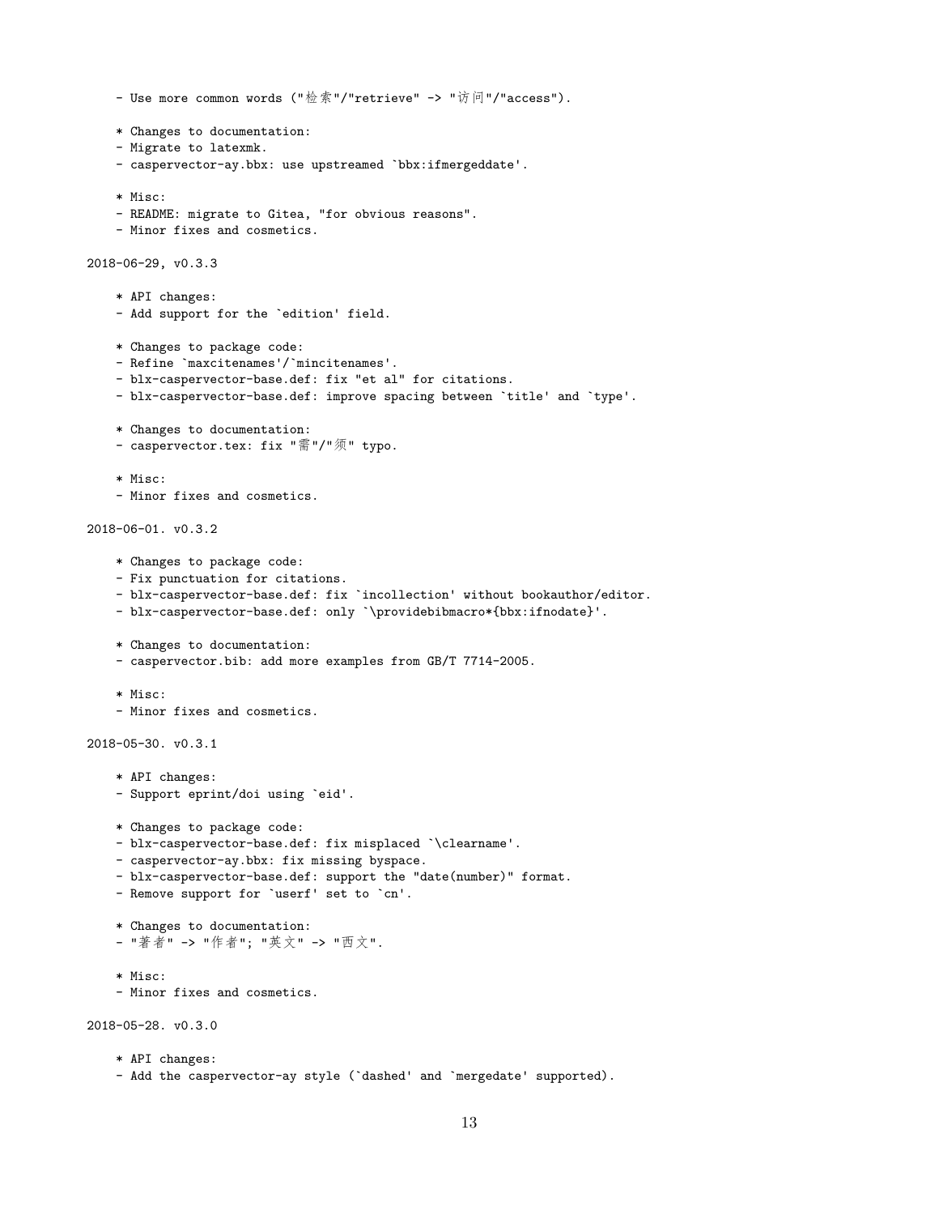```
    - Use more common words ("检索"/"retrieve" -> "访问"/"access").

    * Changes to documentation:
    - Migrate to latexmk.
    - caspervector-ay.bbx: use upstreamed `bbx:ifmergeddate'.

    * Misc:
    - README: migrate to Gitea, "for obvious reasons".
    - Minor fixes and cosmetics.

2018-06-29, v0.3.3

    * API changes:
    - Add support for the `edition' field.

    * Changes to package code:
    - Refine `maxcitenames'/`mincitenames'.
    - blx-caspervector-base.def: fix "et al" for citations.
    - blx-caspervector-base.def: improve spacing between `title' and `type'.

    * Changes to documentation:
    - caspervector.tex: fix "需"/"须" typo.

    * Misc:
    - Minor fixes and cosmetics.

2018-06-01. v0.3.2

    * Changes to package code:
    - Fix punctuation for citations.
    - blx-caspervector-base.def: fix `incollection' without bookauthor/editor.
    - blx-caspervector-base.def: only `\providebibmacro*{bbx:ifnodate}'.

    * Changes to documentation:
    - caspervector.bib: add more examples from GB/T 7714-2005.

    * Misc:
    - Minor fixes and cosmetics.

2018-05-30. v0.3.1

    * API changes:
    - Support eprint/doi using `eid'.

    * Changes to package code:
    - blx-caspervector-base.def: fix misplaced `\clearname'.
    - caspervector-ay.bbx: fix missing byspace.
    - blx-caspervector-base.def: support the "date(number)" format.
    - Remove support for `userf' set to `cn'.

    * Changes to documentation:
    - "著者" -> "作者"; "英文" -> "西文".

    * Misc:
    - Minor fixes and cosmetics.

2018-05-28. v0.3.0

    * API changes:
    - Add the caspervector-ay style (`dashed' and `mergedate' supported).
```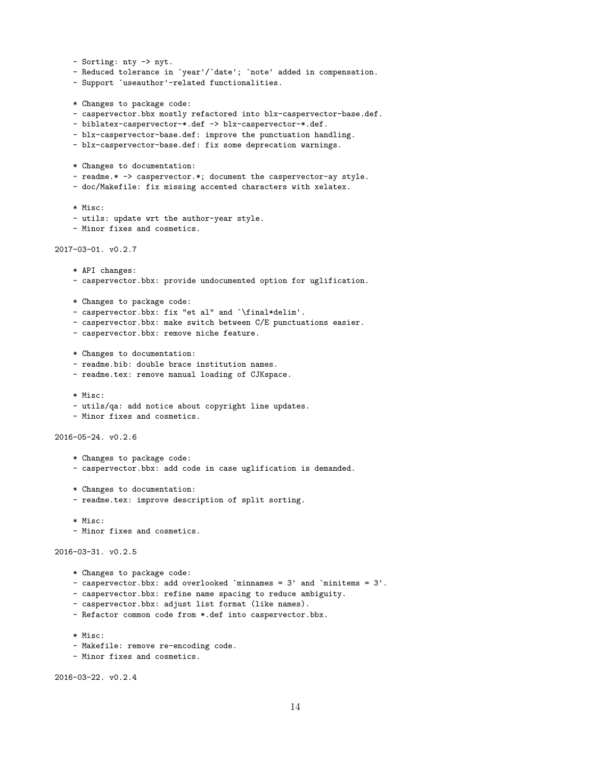```
    - Sorting: nty -> nyt.
    - Reduced tolerance in `year'/`date'; `note' added in compensation.
    - Support `useauthor'-related functionalities.

    * Changes to package code:
    - caspervector.bbx mostly refactored into blx-caspervector-base.def.
    - biblatex-caspervector-*.def -> blx-caspervector-*.def.
    - blx-caspervector-base.def: improve the punctuation handling.
    - blx-caspervector-base.def: fix some deprecation warnings.

    * Changes to documentation:
    - readme.* -> caspervector.*; document the caspervector-ay style.
    - doc/Makefile: fix missing accented characters with xelatex.

    * Misc:
    - utils: update wrt the author-year style.
    - Minor fixes and cosmetics.

2017-03-01. v0.2.7

    * API changes:
    - caspervector.bbx: provide undocumented option for uglification.

    * Changes to package code:
    - caspervector.bbx: fix "et al" and `\final*delim'.
    - caspervector.bbx: make switch between C/E punctuations easier.
    - caspervector.bbx: remove niche feature.

    * Changes to documentation:
    - readme.bib: double brace institution names.
    - readme.tex: remove manual loading of CJKspace.

    * Misc:
    - utils/qa: add notice about copyright line updates.
    - Minor fixes and cosmetics.

2016-05-24. v0.2.6

    * Changes to package code:
    - caspervector.bbx: add code in case uglification is demanded.

    * Changes to documentation:
    - readme.tex: improve description of split sorting.

    * Misc:
    - Minor fixes and cosmetics.

2016-03-31. v0.2.5

    * Changes to package code:
    - caspervector.bbx: add overlooked `minnames = 3' and `minitems = 3'.
    - caspervector.bbx: refine name spacing to reduce ambiguity.
    - caspervector.bbx: adjust list format (like names).
    - Refactor common code from *.def into caspervector.bbx.

    * Misc:
    - Makefile: remove re-encoding code.
    - Minor fixes and cosmetics.

2016-03-22. v0.2.4
```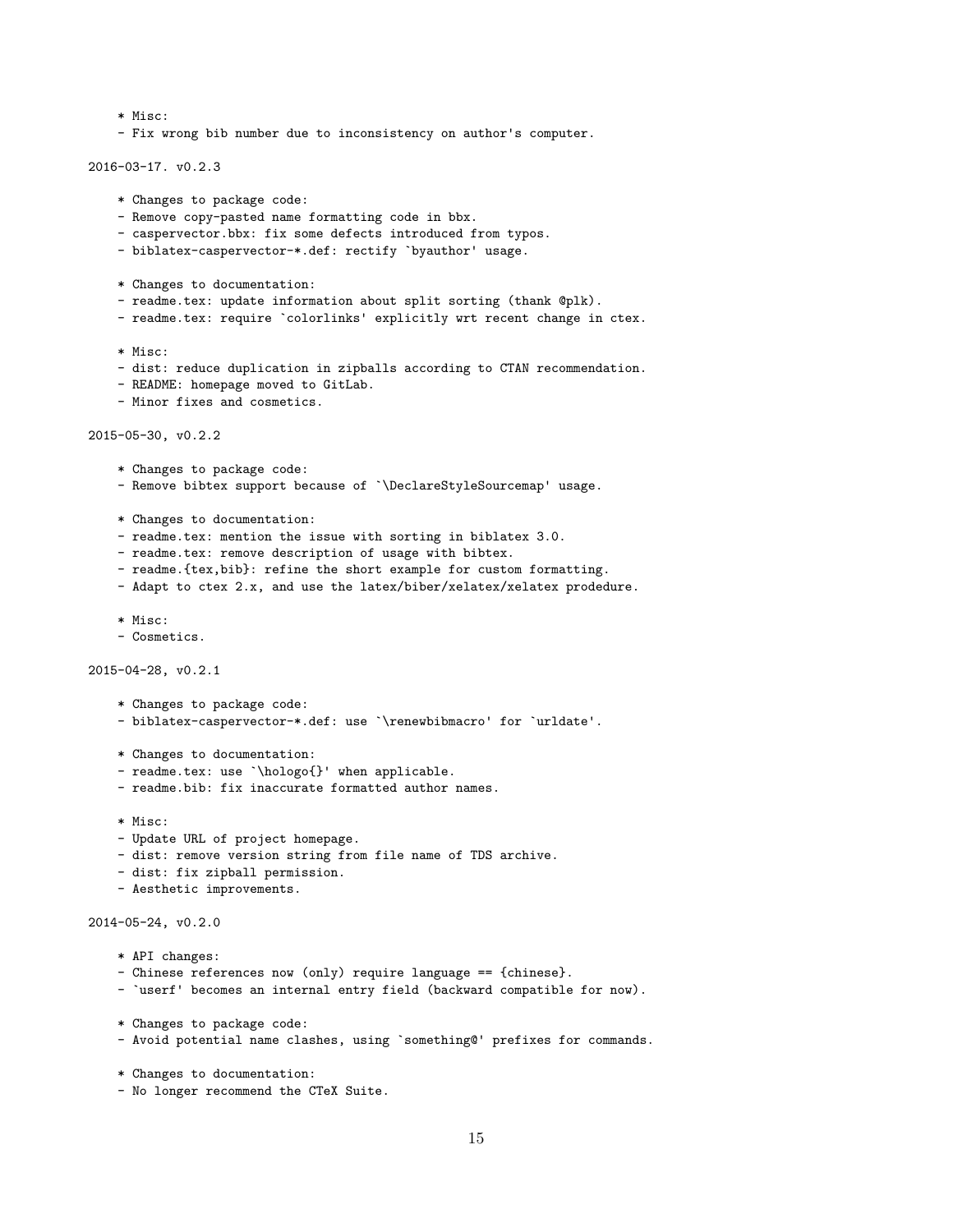```
    * Misc:
    - Fix wrong bib number due to inconsistency on author's computer.

2016-03-17. v0.2.3

    * Changes to package code:
    - Remove copy-pasted name formatting code in bbx.
    - caspervector.bbx: fix some defects introduced from typos.
    - biblatex-caspervector-*.def: rectify `byauthor' usage.

    * Changes to documentation:
    - readme.tex: update information about split sorting (thank @plk).
    - readme.tex: require `colorlinks' explicitly wrt recent change in ctex.

    * Misc:
    - dist: reduce duplication in zipballs according to CTAN recommendation.
    - README: homepage moved to GitLab.
    - Minor fixes and cosmetics.

2015-05-30, v0.2.2

    * Changes to package code:
    - Remove bibtex support because of `\DeclareStyleSourcemap' usage.

    * Changes to documentation:
    - readme.tex: mention the issue with sorting in biblatex 3.0.
    - readme.tex: remove description of usage with bibtex.
    - readme.{tex,bib}: refine the short example for custom formatting.
    - Adapt to ctex 2.x, and use the latex/biber/xelatex/xelatex prodedure.

    * Misc:
    - Cosmetics.

2015-04-28, v0.2.1

    * Changes to package code:
    - biblatex-caspervector-*.def: use `\renewbibmacro' for `urldate'.

    * Changes to documentation:
    - readme.tex: use `\hologo{}' when applicable.
    - readme.bib: fix inaccurate formatted author names.

    * Misc:
    - Update URL of project homepage.
    - dist: remove version string from file name of TDS archive.
    - dist: fix zipball permission.
    - Aesthetic improvements.

2014-05-24, v0.2.0

    * API changes:
    - Chinese references now (only) require language == {chinese}.
    - `userf' becomes an internal entry field (backward compatible for now).

    * Changes to package code:
    - Avoid potential name clashes, using `something@' prefixes for commands.

    * Changes to documentation:
    - No longer recommend the CTeX Suite.
```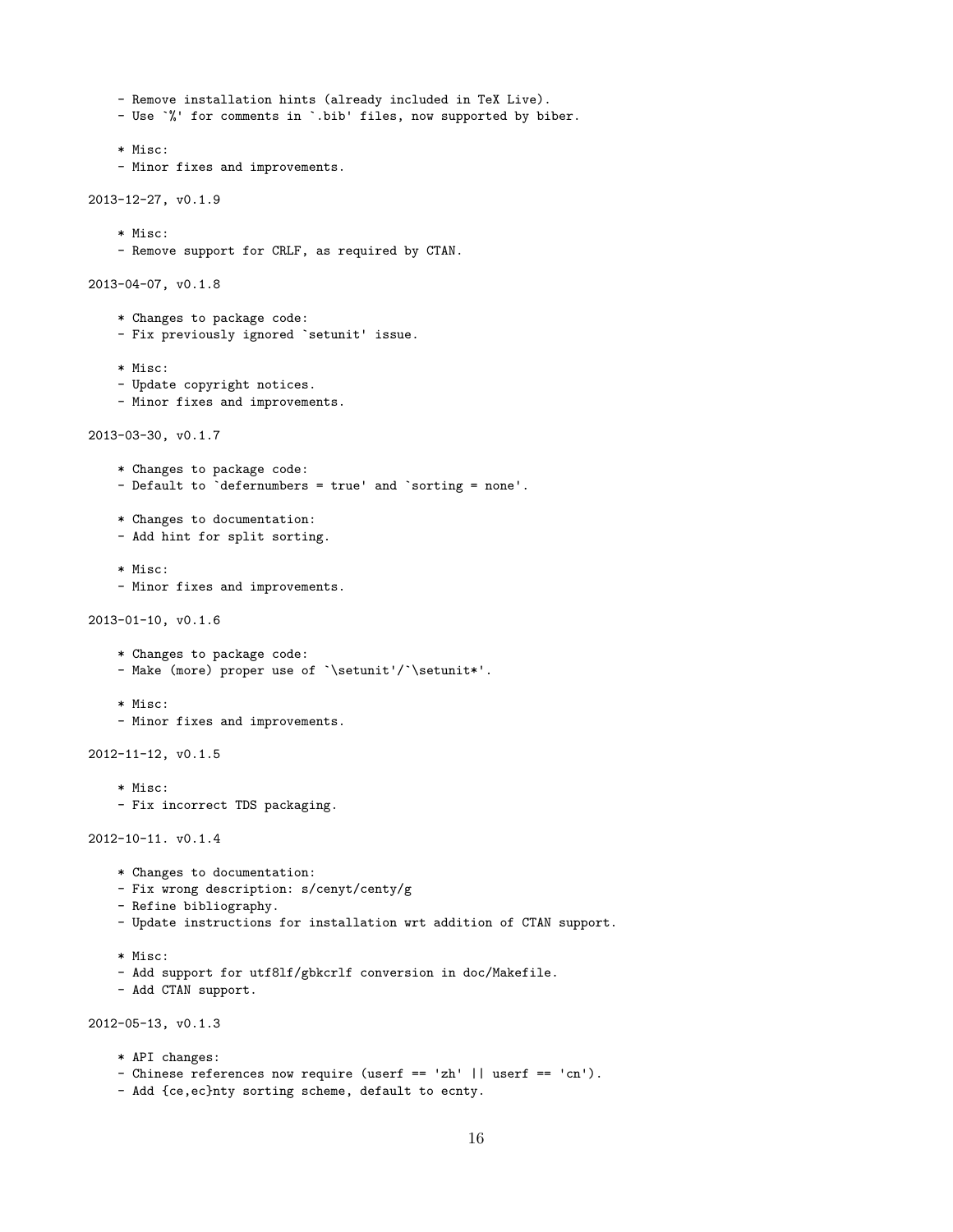```
    - Remove installation hints (already included in TeX Live).
    - Use `%' for comments in `.bib' files, now supported by biber.

    * Misc:
    - Minor fixes and improvements.

2013-12-27, v0.1.9

    * Misc:
    - Remove support for CRLF, as required by CTAN.

2013-04-07, v0.1.8

    * Changes to package code:
    - Fix previously ignored `setunit' issue.

    * Misc:
    - Update copyright notices.
    - Minor fixes and improvements.

2013-03-30, v0.1.7

    * Changes to package code:
    - Default to `defernumbers = true' and `sorting = none'.

    * Changes to documentation:
    - Add hint for split sorting.

    * Misc:
    - Minor fixes and improvements.

2013-01-10, v0.1.6

    * Changes to package code:
    - Make (more) proper use of `\setunit'/`\setunit*'.

    * Misc:
    - Minor fixes and improvements.

2012-11-12, v0.1.5

    * Misc:
    - Fix incorrect TDS packaging.

2012-10-11. v0.1.4

    * Changes to documentation:
    - Fix wrong description: s/cenyt/centy/g
    - Refine bibliography.
    - Update instructions for installation wrt addition of CTAN support.

    * Misc:
    - Add support for utf8lf/gbkcrlf conversion in doc/Makefile.
    - Add CTAN support.

2012-05-13, v0.1.3

    * API changes:
    - Chinese references now require (userf == 'zh' || userf == 'cn').
    - Add {ce,ec}nty sorting scheme, default to ecnty.
```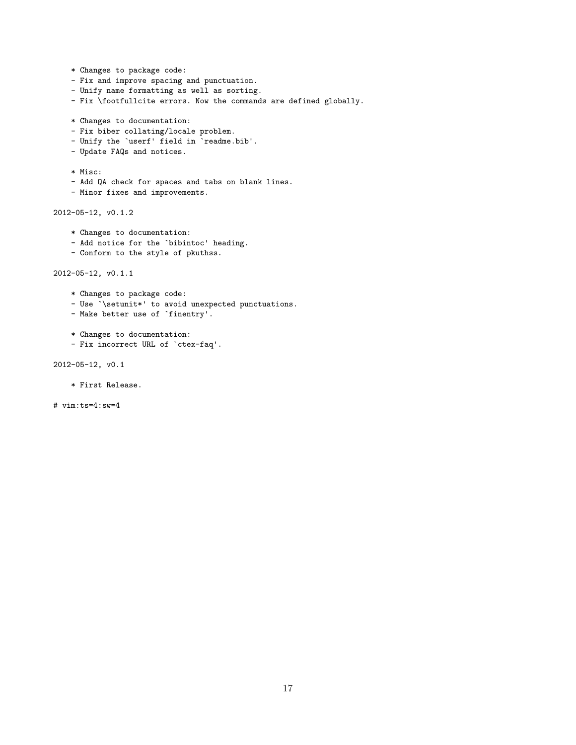```
    * Changes to package code:
    - Fix and improve spacing and punctuation.
    - Unify name formatting as well as sorting.
    - Fix \footfullcite errors. Now the commands are defined globally.

    * Changes to documentation:
    - Fix biber collating/locale problem.
    - Unify the `userf' field in `readme.bib'.
    - Update FAQs and notices.

    * Misc:
    - Add QA check for spaces and tabs on blank lines.
    - Minor fixes and improvements.

2012-05-12, v0.1.2

    * Changes to documentation:
    - Add notice for the `bibintoc' heading.
    - Conform to the style of pkuthss.

2012-05-12, v0.1.1

    * Changes to package code:
    - Use `\setunit*' to avoid unexpected punctuations.
    - Make better use of `finentry'.

    * Changes to documentation:
    - Fix incorrect URL of `ctex-faq'.

2012-05-12, v0.1

    * First Release.

# vim:ts=4:sw=4
```